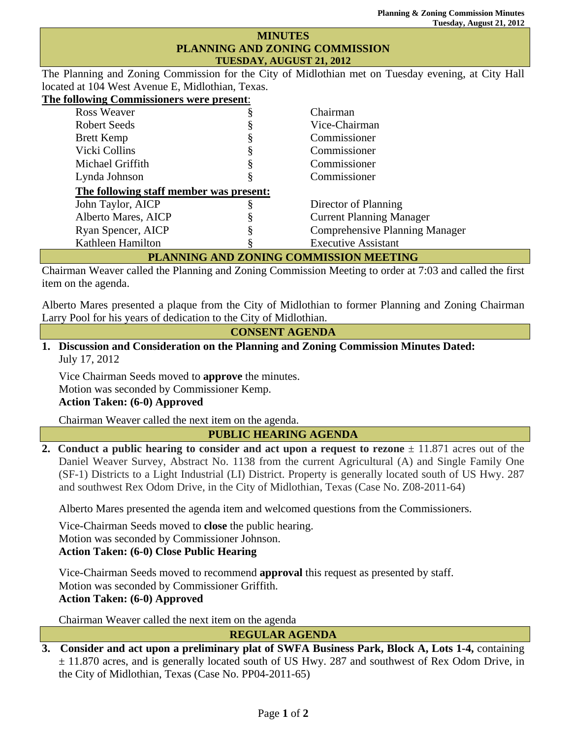# MINUTES
## PLANNING AND ZONING COMMISSION
### TUESDAY, AUGUST 21, 2012

The Planning and Zoning Commission for the City of Midlothian met on Tuesday evening, at City Hall located at 104 West Avenue E, Midlothian, Texas.

**The following Commissioners were present:**

| | | |
|---|---|---|
| Ross Weaver | § | Chairman |
| Robert Seeds | § | Vice-Chairman |
| Brett Kemp | § | Commissioner |
| Vicki Collins | § | Commissioner |
| Michael Griffith | § | Commissioner |
| Lynda Johnson | § | Commissioner |
| **The following staff member was present:** | | |
| John Taylor, AICP | § | Director of Planning |
| Alberto Mares, AICP | § | Current Planning Manager |
| Ryan Spencer, AICP | § | Comprehensive Planning Manager |
| Kathleen Hamilton | § | Executive Assistant |

## PLANNING AND ZONING COMMISSION MEETING

Chairman Weaver called the Planning and Zoning Commission Meeting to order at 7:03 and called the first item on the agenda.

Alberto Mares presented a plaque from the City of Midlothian to former Planning and Zoning Chairman Larry Pool for his years of dedication to the City of Midlothian.

## CONSENT AGENDA

**1. Discussion and Consideration on the Planning and Zoning Commission Minutes Dated:** July 17, 2012

Vice Chairman Seeds moved to **approve** the minutes.
Motion was seconded by Commissioner Kemp.
**Action Taken: (6-0) Approved**

Chairman Weaver called the next item on the agenda.

## PUBLIC HEARING AGENDA

**2. Conduct a public hearing to consider and act upon a request to rezone** ± 11.871 acres out of the Daniel Weaver Survey, Abstract No. 1138 from the current Agricultural (A) and Single Family One (SF-1) Districts to a Light Industrial (LI) District. Property is generally located south of US Hwy. 287 and southwest Rex Odom Drive, in the City of Midlothian, Texas (Case No. Z08-2011-64)

Alberto Mares presented the agenda item and welcomed questions from the Commissioners.

Vice-Chairman Seeds moved to **close** the public hearing.
Motion was seconded by Commissioner Johnson.
**Action Taken: (6-0) Close Public Hearing**

Vice-Chairman Seeds moved to recommend **approval** this request as presented by staff.
Motion was seconded by Commissioner Griffith.
**Action Taken: (6-0) Approved**

Chairman Weaver called the next item on the agenda

## REGULAR AGENDA

**3. Consider and act upon a preliminary plat of SWFA Business Park, Block A, Lots 1-4,** containing ± 11.870 acres, and is generally located south of US Hwy. 287 and southwest of Rex Odom Drive, in the City of Midlothian, Texas (Case No. PP04-2011-65)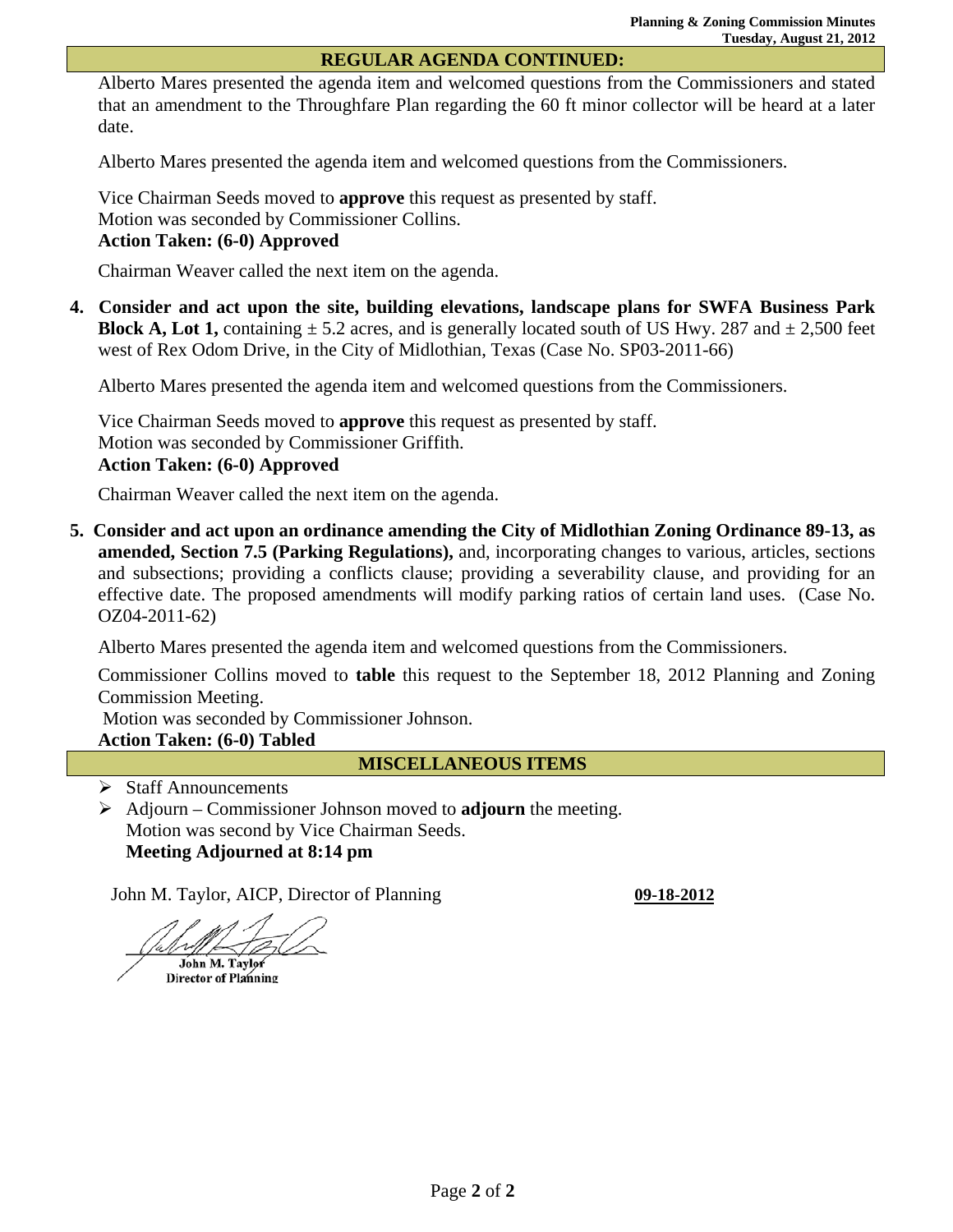## REGULAR AGENDA CONTINUED:

Alberto Mares presented the agenda item and welcomed questions from the Commissioners and stated that an amendment to the Throughfare Plan regarding the 60 ft minor collector will be heard at a later date.

Alberto Mares presented the agenda item and welcomed questions from the Commissioners.

Vice Chairman Seeds moved to **approve** this request as presented by staff.
Motion was seconded by Commissioner Collins.
**Action Taken: (6-0) Approved**

Chairman Weaver called the next item on the agenda.

**4. Consider and act upon the site, building elevations, landscape plans for SWFA Business Park Block A, Lot 1,** containing ± 5.2 acres, and is generally located south of US Hwy. 287 and ± 2,500 feet west of Rex Odom Drive, in the City of Midlothian, Texas (Case No. SP03-2011-66)

Alberto Mares presented the agenda item and welcomed questions from the Commissioners.

Vice Chairman Seeds moved to **approve** this request as presented by staff.
Motion was seconded by Commissioner Griffith.
**Action Taken: (6-0) Approved**

Chairman Weaver called the next item on the agenda.

**5. Consider and act upon an ordinance amending the City of Midlothian Zoning Ordinance 89-13, as amended, Section 7.5 (Parking Regulations),** and, incorporating changes to various, articles, sections and subsections; providing a conflicts clause; providing a severability clause, and providing for an effective date. The proposed amendments will modify parking ratios of certain land uses. (Case No. OZ04-2011-62)

Alberto Mares presented the agenda item and welcomed questions from the Commissioners.

Commissioner Collins moved to **table** this request to the September 18, 2012 Planning and Zoning Commission Meeting.
Motion was seconded by Commissioner Johnson.
**Action Taken: (6-0) Tabled**

## MISCELLANEOUS ITEMS

- Staff Announcements
- Adjourn – Commissioner Johnson moved to **adjourn** the meeting.
  Motion was second by Vice Chairman Seeds.
  **Meeting Adjourned at 8:14 pm**

John M. Taylor, AICP, Director of Planning **09-18-2012**

John M. Taylor
Director of Planning